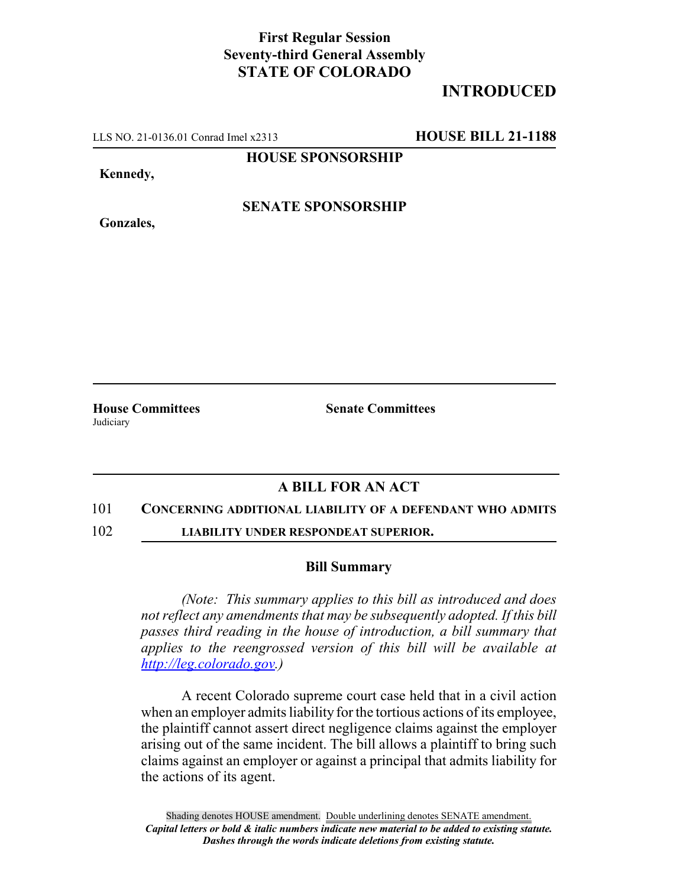**First Regular Session**
**Seventy-third General Assembly**
**STATE OF COLORADO**

# INTRODUCTED

LLS NO. 21-0136.01 Conrad Imel x2313 **HOUSE BILL 21-1188**

**HOUSE SPONSORSHIP**

**Kennedy,**

**SENATE SPONSORSHIP**

**Gonzales,**

**House Committees**
Judiciary

**Senate Committees**

## A BILL FOR AN ACT

101 **CONCERNING ADDITIONAL LIABILITY OF A DEFENDANT WHO ADMITS**
102 **LIABILITY UNDER RESPONDEAT SUPERIOR.**

### Bill Summary

*(Note: This summary applies to this bill as introduced and does not reflect any amendments that may be subsequently adopted. If this bill passes third reading in the house of introduction, a bill summary that applies to the reengrossed version of this bill will be available at http://leg.colorado.gov.)*

A recent Colorado supreme court case held that in a civil action when an employer admits liability for the tortious actions of its employee, the plaintiff cannot assert direct negligence claims against the employer arising out of the same incident. The bill allows a plaintiff to bring such claims against an employer or against a principal that admits liability for the actions of its agent.

Shading denotes HOUSE amendment. Double underlining denotes SENATE amendment.
***Capital letters or bold & italic numbers indicate new material to be added to existing statute.***
***Dashes through the words indicate deletions from existing statute.***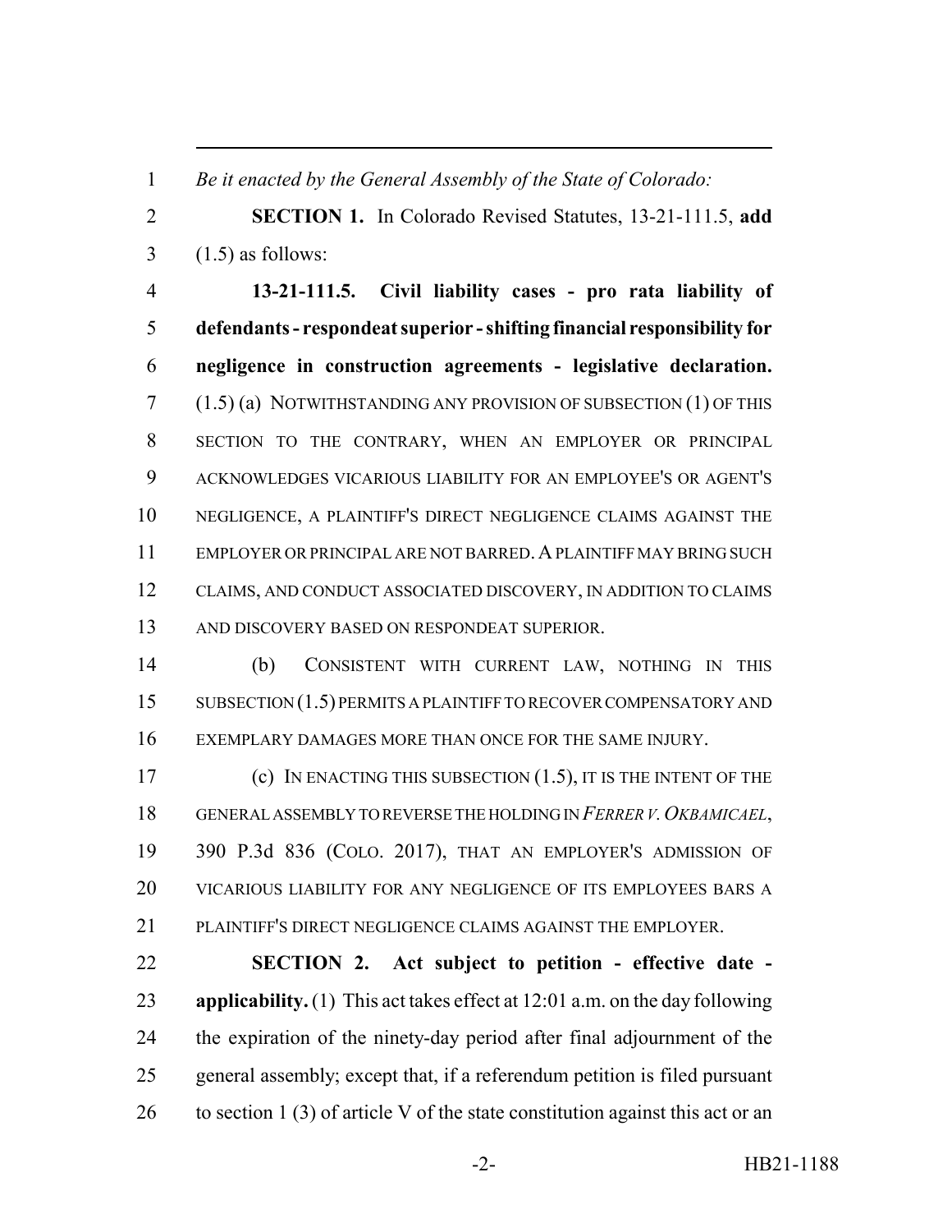*Be it enacted by the General Assembly of the State of Colorado:*

**SECTION 1.** In Colorado Revised Statutes, 13-21-111.5, **add** (1.5) as follows:

**13-21-111.5. Civil liability cases - pro rata liability of defendants - respondeat superior - shifting financial responsibility for negligence in construction agreements - legislative declaration.** (1.5) (a) NOTWITHSTANDING ANY PROVISION OF SUBSECTION (1) OF THIS SECTION TO THE CONTRARY, WHEN AN EMPLOYER OR PRINCIPAL ACKNOWLEDGES VICARIOUS LIABILITY FOR AN EMPLOYEE'S OR AGENT'S NEGLIGENCE, A PLAINTIFF'S DIRECT NEGLIGENCE CLAIMS AGAINST THE EMPLOYER OR PRINCIPAL ARE NOT BARRED. A PLAINTIFF MAY BRING SUCH CLAIMS, AND CONDUCT ASSOCIATED DISCOVERY, IN ADDITION TO CLAIMS AND DISCOVERY BASED ON RESPONDEAT SUPERIOR.

(b) CONSISTENT WITH CURRENT LAW, NOTHING IN THIS SUBSECTION (1.5) PERMITS A PLAINTIFF TO RECOVER COMPENSATORY AND EXEMPLARY DAMAGES MORE THAN ONCE FOR THE SAME INJURY.

(c) IN ENACTING THIS SUBSECTION (1.5), IT IS THE INTENT OF THE GENERAL ASSEMBLY TO REVERSE THE HOLDING IN *FERRER V. OKBAMICAEL*, 390 P.3d 836 (COLO. 2017), THAT AN EMPLOYER'S ADMISSION OF VICARIOUS LIABILITY FOR ANY NEGLIGENCE OF ITS EMPLOYEES BARS A PLAINTIFF'S DIRECT NEGLIGENCE CLAIMS AGAINST THE EMPLOYER.

**SECTION 2. Act subject to petition - effective date - applicability.** (1) This act takes effect at 12:01 a.m. on the day following the expiration of the ninety-day period after final adjournment of the general assembly; except that, if a referendum petition is filed pursuant to section 1 (3) of article V of the state constitution against this act or an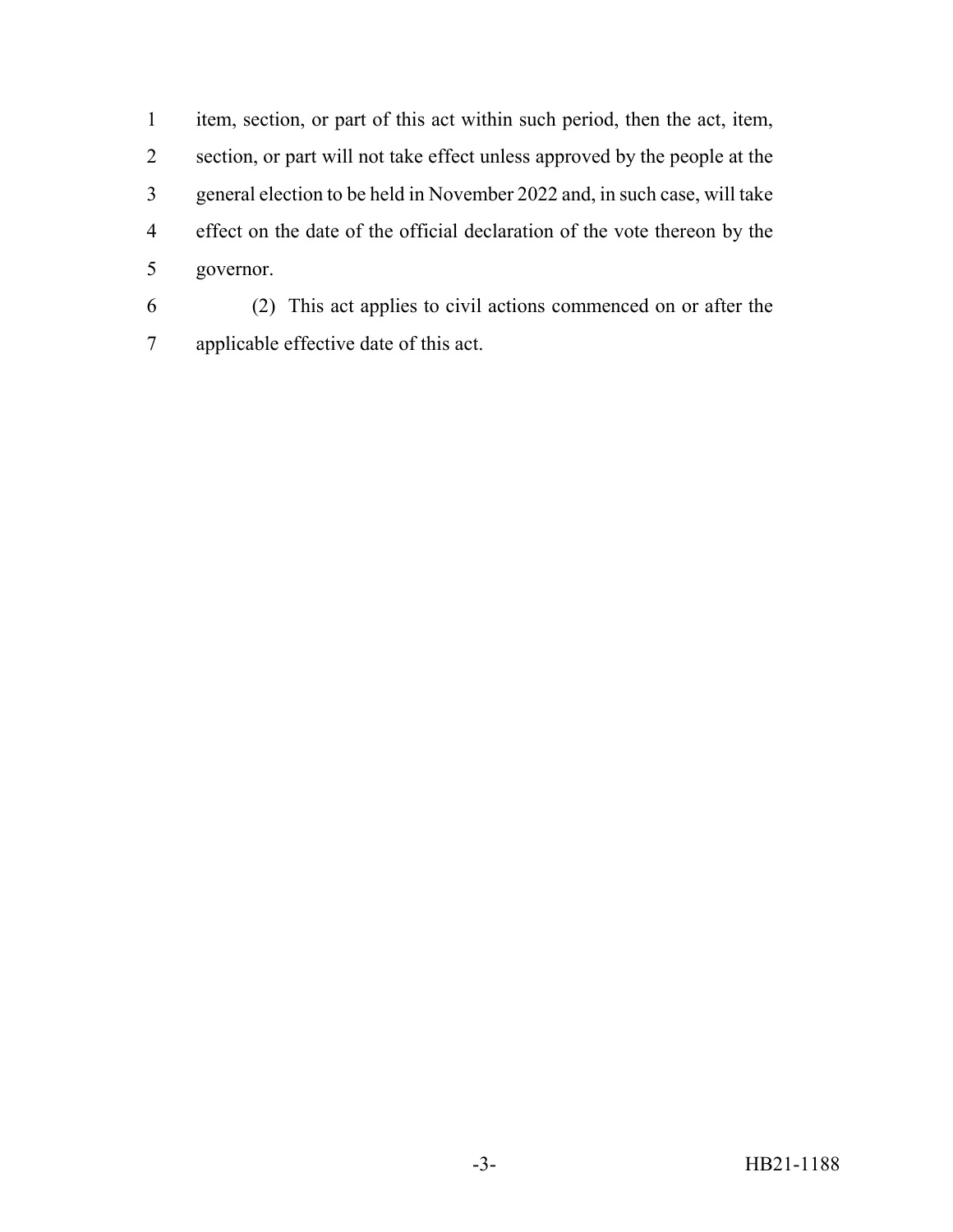item, section, or part of this act within such period, then the act, item, section, or part will not take effect unless approved by the people at the general election to be held in November 2022 and, in such case, will take effect on the date of the official declaration of the vote thereon by the governor.

(2) This act applies to civil actions commenced on or after the applicable effective date of this act.